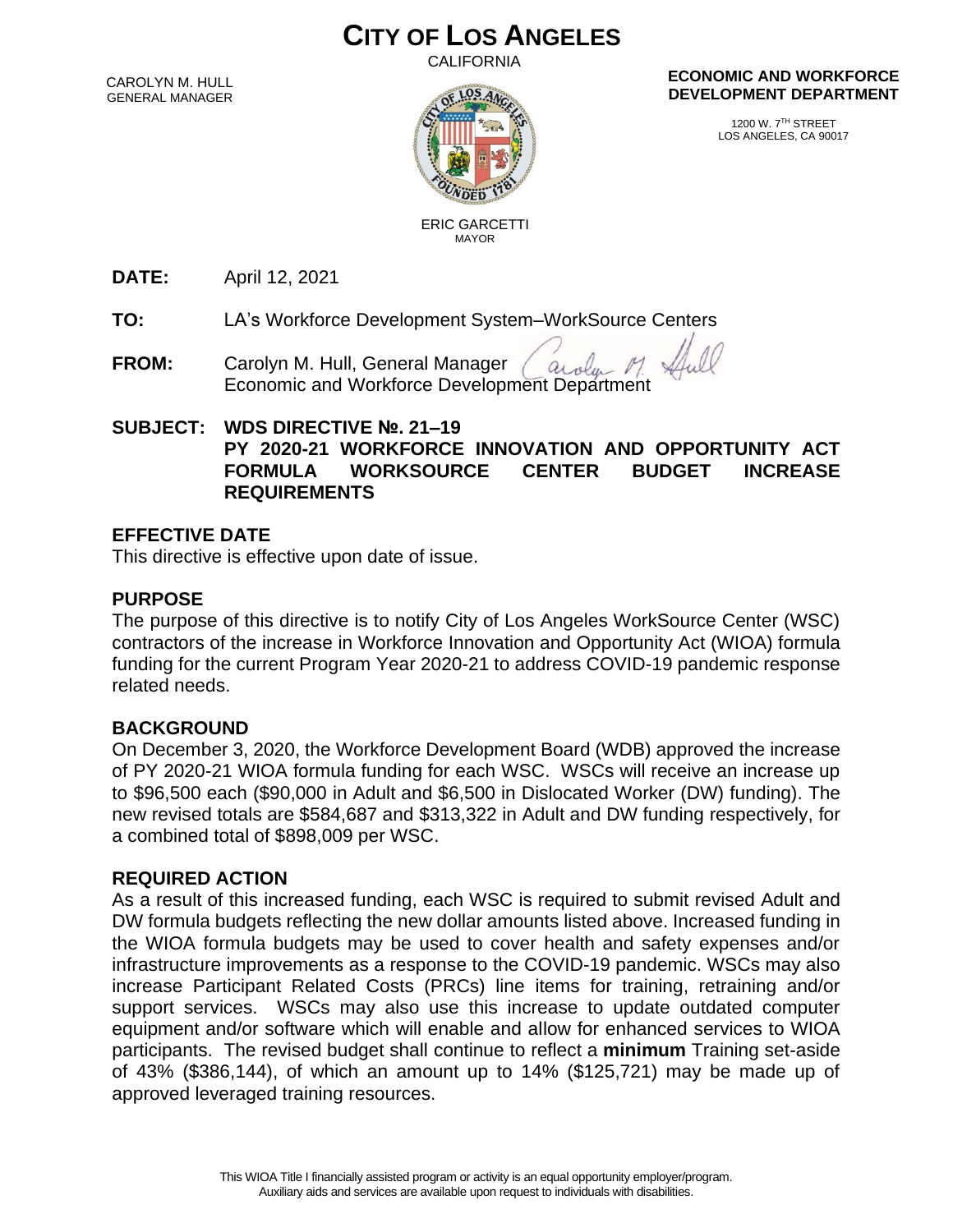# CITY OF LOS ANGELES

CALIFORNIA

CAROLYN M. HULL
GENERAL MANAGER

**ECONOMIC AND WORKFORCE DEVELOPMENT DEPARTMENT**

1200 W. 7TH STREET
LOS ANGELES, CA 90017

ERIC GARCETTI
MAYOR

**DATE:** April 12, 2021

**TO:** LA's Workforce Development System–WorkSource Centers

**FROM:** Carolyn M. Hull, General Manager
Economic and Workforce Development Department

**SUBJECT: WDS DIRECTIVE №. 21–19**
**PY 2020-21 WORKFORCE INNOVATION AND OPPORTUNITY ACT FORMULA WORKSOURCE CENTER BUDGET INCREASE REQUIREMENTS**

## EFFECTIVE DATE

This directive is effective upon date of issue.

## PURPOSE

The purpose of this directive is to notify City of Los Angeles WorkSource Center (WSC) contractors of the increase in Workforce Innovation and Opportunity Act (WIOA) formula funding for the current Program Year 2020-21 to address COVID-19 pandemic response related needs.

## BACKGROUND

On December 3, 2020, the Workforce Development Board (WDB) approved the increase of PY 2020-21 WIOA formula funding for each WSC. WSCs will receive an increase up to $96,500 each ($90,000 in Adult and $6,500 in Dislocated Worker (DW) funding). The new revised totals are $584,687 and $313,322 in Adult and DW funding respectively, for a combined total of $898,009 per WSC.

## REQUIRED ACTION

As a result of this increased funding, each WSC is required to submit revised Adult and DW formula budgets reflecting the new dollar amounts listed above. Increased funding in the WIOA formula budgets may be used to cover health and safety expenses and/or infrastructure improvements as a response to the COVID-19 pandemic. WSCs may also increase Participant Related Costs (PRCs) line items for training, retraining and/or support services. WSCs may also use this increase to update outdated computer equipment and/or software which will enable and allow for enhanced services to WIOA participants. The revised budget shall continue to reflect a **minimum** Training set-aside of 43% ($386,144), of which an amount up to 14% ($125,721) may be made up of approved leveraged training resources.

This WIOA Title I financially assisted program or activity is an equal opportunity employer/program.
Auxiliary aids and services are available upon request to individuals with disabilities.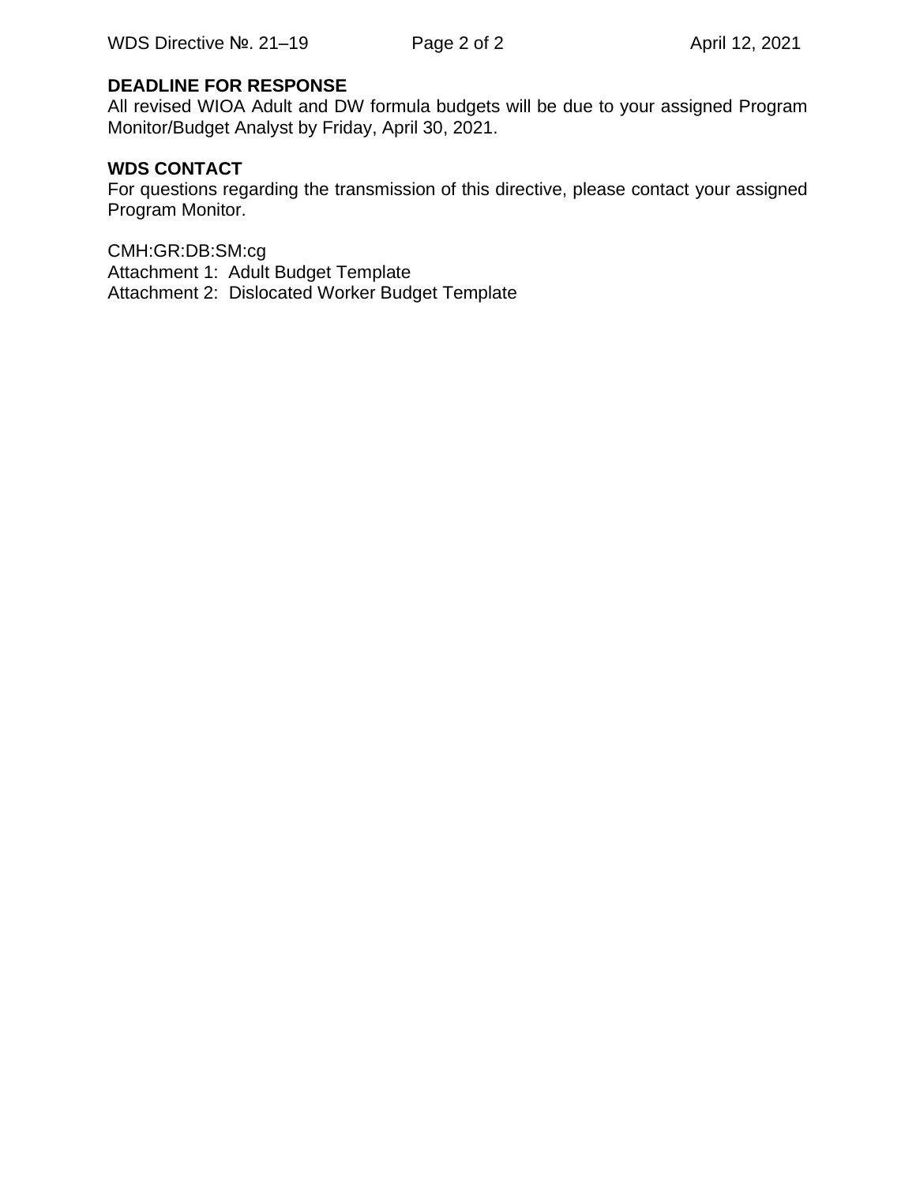**DEADLINE FOR RESPONSE**
All revised WIOA Adult and DW formula budgets will be due to your assigned Program Monitor/Budget Analyst by Friday, April 30, 2021.

**WDS CONTACT**
For questions regarding the transmission of this directive, please contact your assigned Program Monitor.

CMH:GR:DB:SM:cg
Attachment 1: Adult Budget Template
Attachment 2: Dislocated Worker Budget Template